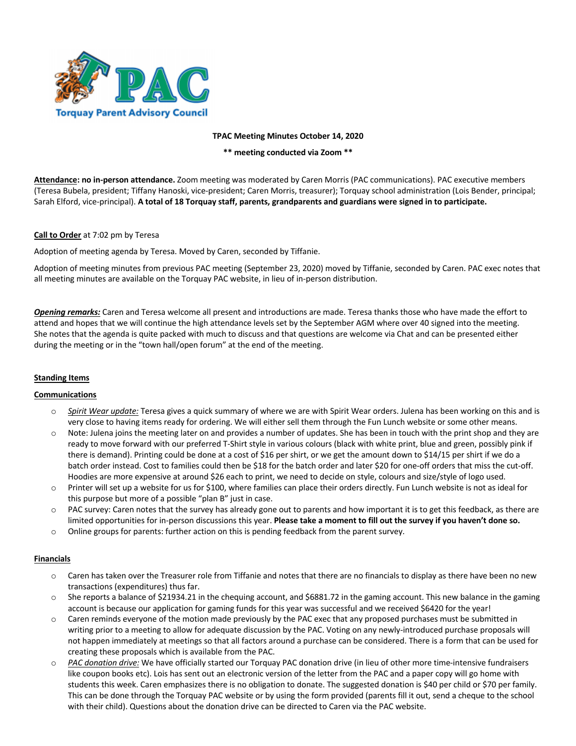**TPAC Meeting Minutes October 14, 2020**

**\*\* meeting conducted via Zoom \*\***

**Attendance: no in-person attendance.** Zoom meeting was moderated by Caren Morris (PAC communications). PAC executive members (Teresa Bubela, president; Tiffany Hanoski, vice-president; Caren Morris, treasurer); Torquay school administration (Lois Bender, principal; Sarah Elford, vice-principal). **A total of 18 Torquay staff, parents, grandparents and guardians were signed in to participate.**

**Call to Order** at 7:02 pm by Teresa

Adoption of meeting agenda by Teresa. Moved by Caren, seconded by Tiffanie.

Adoption of meeting minutes from previous PAC meeting (September 23, 2020) moved by Tiffanie, seconded by Caren. PAC exec notes that all meeting minutes are available on the Torquay PAC website, in lieu of in-person distribution.

***Opening remarks:*** Caren and Teresa welcome all present and introductions are made. Teresa thanks those who have made the effort to attend and hopes that we will continue the high attendance levels set by the September AGM where over 40 signed into the meeting. She notes that the agenda is quite packed with much to discuss and that questions are welcome via Chat and can be presented either during the meeting or in the "town hall/open forum" at the end of the meeting.

**Standing Items**

**Communications**

- *Spirit Wear update:* Teresa gives a quick summary of where we are with Spirit Wear orders. Julena has been working on this and is very close to having items ready for ordering. We will either sell them through the Fun Lunch website or some other means.
- Note: Julena joins the meeting later on and provides a number of updates. She has been in touch with the print shop and they are ready to move forward with our preferred T-Shirt style in various colours (black with white print, blue and green, possibly pink if there is demand). Printing could be done at a cost of $16 per shirt, or we get the amount down to $14/15 per shirt if we do a batch order instead. Cost to families could then be $18 for the batch order and later $20 for one-off orders that miss the cut-off. Hoodies are more expensive at around $26 each to print, we need to decide on style, colours and size/style of logo used.
- Printer will set up a website for us for $100, where families can place their orders directly. Fun Lunch website is not as ideal for this purpose but more of a possible "plan B" just in case.
- PAC survey: Caren notes that the survey has already gone out to parents and how important it is to get this feedback, as there are limited opportunities for in-person discussions this year. **Please take a moment to fill out the survey if you haven't done so.**
- Online groups for parents: further action on this is pending feedback from the parent survey.

**Financials**

- Caren has taken over the Treasurer role from Tiffanie and notes that there are no financials to display as there have been no new transactions (expenditures) thus far.
- She reports a balance of $21934.21 in the chequing account, and $6881.72 in the gaming account. This new balance in the gaming account is because our application for gaming funds for this year was successful and we received $6420 for the year!
- Caren reminds everyone of the motion made previously by the PAC exec that any proposed purchases must be submitted in writing prior to a meeting to allow for adequate discussion by the PAC. Voting on any newly-introduced purchase proposals will not happen immediately at meetings so that all factors around a purchase can be considered. There is a form that can be used for creating these proposals which is available from the PAC.
- *PAC donation drive:* We have officially started our Torquay PAC donation drive (in lieu of other more time-intensive fundraisers like coupon books etc). Lois has sent out an electronic version of the letter from the PAC and a paper copy will go home with students this week. Caren emphasizes there is no obligation to donate. The suggested donation is $40 per child or $70 per family. This can be done through the Torquay PAC website or by using the form provided (parents fill it out, send a cheque to the school with their child). Questions about the donation drive can be directed to Caren via the PAC website.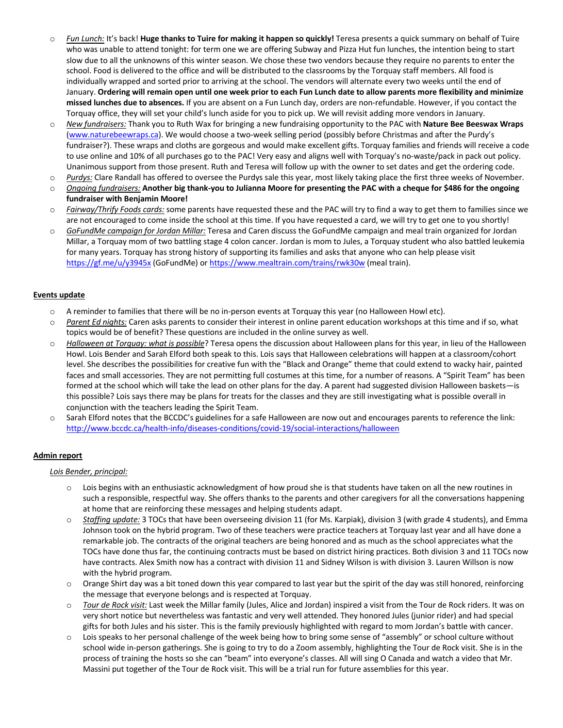- *Fun Lunch:* It's back! **Huge thanks to Tuire for making it happen so quickly!** Teresa presents a quick summary on behalf of Tuire who was unable to attend tonight: for term one we are offering Subway and Pizza Hut fun lunches, the intention being to start slow due to all the unknowns of this winter season. We chose these two vendors because they require no parents to enter the school. Food is delivered to the office and will be distributed to the classrooms by the Torquay staff members. All food is individually wrapped and sorted prior to arriving at the school. The vendors will alternate every two weeks until the end of January. **Ordering will remain open until one week prior to each Fun Lunch date to allow parents more flexibility and minimize missed lunches due to absences.** If you are absent on a Fun Lunch day, orders are non-refundable. However, if you contact the Torquay office, they will set your child's lunch aside for you to pick up. We will revisit adding more vendors in January.
- *New fundraisers:* Thank you to Ruth Wax for bringing a new fundraising opportunity to the PAC with **Nature Bee Beeswax Wraps** ([www.naturebeewraps.ca](www.naturebeewraps.ca)). We would choose a two-week selling period (possibly before Christmas and after the Purdy's fundraiser?). These wraps and cloths are gorgeous and would make excellent gifts. Torquay families and friends will receive a code to use online and 10% of all purchases go to the PAC! Very easy and aligns well with Torquay's no-waste/pack in pack out policy. Unanimous support from those present. Ruth and Teresa will follow up with the owner to set dates and get the ordering code.
- *Purdys:* Clare Randall has offered to oversee the Purdys sale this year, most likely taking place the first three weeks of November.
- *Ongoing fundraisers:* **Another big thank-you to Julianna Moore for presenting the PAC with a cheque for $486 for the ongoing fundraiser with Benjamin Moore!**
- *Fairway/Thrify Foods cards:* some parents have requested these and the PAC will try to find a way to get them to families since we are not encouraged to come inside the school at this time. If you have requested a card, we will try to get one to you shortly!
- *GoFundMe campaign for Jordan Millar:* Teresa and Caren discuss the GoFundMe campaign and meal train organized for Jordan Millar, a Torquay mom of two battling stage 4 colon cancer. Jordan is mom to Jules, a Torquay student who also battled leukemia for many years. Torquay has strong history of supporting its families and asks that anyone who can help please visit [https://gf.me/u/y3945x](https://gf.me/u/y3945x) (GoFundMe) or [https://www.mealtrain.com/trains/rwk30w](https://www.mealtrain.com/trains/rwk30w) (meal train).

**Events update**

- A reminder to families that there will be no in-person events at Torquay this year (no Halloween Howl etc).
- *Parent Ed nights:* Caren asks parents to consider their interest in online parent education workshops at this time and if so, what topics would be of benefit? These questions are included in the online survey as well.
- *Halloween at Torquay: what is possible*? Teresa opens the discussion about Halloween plans for this year, in lieu of the Halloween Howl. Lois Bender and Sarah Elford both speak to this. Lois says that Halloween celebrations will happen at a classroom/cohort level. She describes the possibilities for creative fun with the "Black and Orange" theme that could extend to wacky hair, painted faces and small accessories. They are not permitting full costumes at this time, for a number of reasons. A "Spirit Team" has been formed at the school which will take the lead on other plans for the day. A parent had suggested division Halloween baskets—is this possible? Lois says there may be plans for treats for the classes and they are still investigating what is possible overall in conjunction with the teachers leading the Spirit Team.
- Sarah Elford notes that the BCCDC's guidelines for a safe Halloween are now out and encourages parents to reference the link: [http://www.bccdc.ca/health-info/diseases-conditions/covid-19/social-interactions/halloween](http://www.bccdc.ca/health-info/diseases-conditions/covid-19/social-interactions/halloween)

**Admin report**

*Lois Bender, principal:*

- Lois begins with an enthusiastic acknowledgment of how proud she is that students have taken on all the new routines in such a responsible, respectful way. She offers thanks to the parents and other caregivers for all the conversations happening at home that are reinforcing these messages and helping students adapt.
- *Staffing update:* 3 TOCs that have been overseeing division 11 (for Ms. Karpiak), division 3 (with grade 4 students), and Emma Johnson took on the hybrid program. Two of these teachers were practice teachers at Torquay last year and all have done a remarkable job. The contracts of the original teachers are being honored and as much as the school appreciates what the TOCs have done thus far, the continuing contracts must be based on district hiring practices. Both division 3 and 11 TOCs now have contracts. Alex Smith now has a contract with division 11 and Sidney Wilson is with division 3. Lauren Willson is now with the hybrid program.
- Orange Shirt day was a bit toned down this year compared to last year but the spirit of the day was still honored, reinforcing the message that everyone belongs and is respected at Torquay.
- *Tour de Rock visit:* Last week the Millar family (Jules, Alice and Jordan) inspired a visit from the Tour de Rock riders. It was on very short notice but nevertheless was fantastic and very well attended. They honored Jules (junior rider) and had special gifts for both Jules and his sister. This is the family previously highlighted with regard to mom Jordan's battle with cancer.
- Lois speaks to her personal challenge of the week being how to bring some sense of "assembly" or school culture without school wide in-person gatherings. She is going to try to do a Zoom assembly, highlighting the Tour de Rock visit. She is in the process of training the hosts so she can "beam" into everyone's classes. All will sing O Canada and watch a video that Mr. Massini put together of the Tour de Rock visit. This will be a trial run for future assemblies for this year.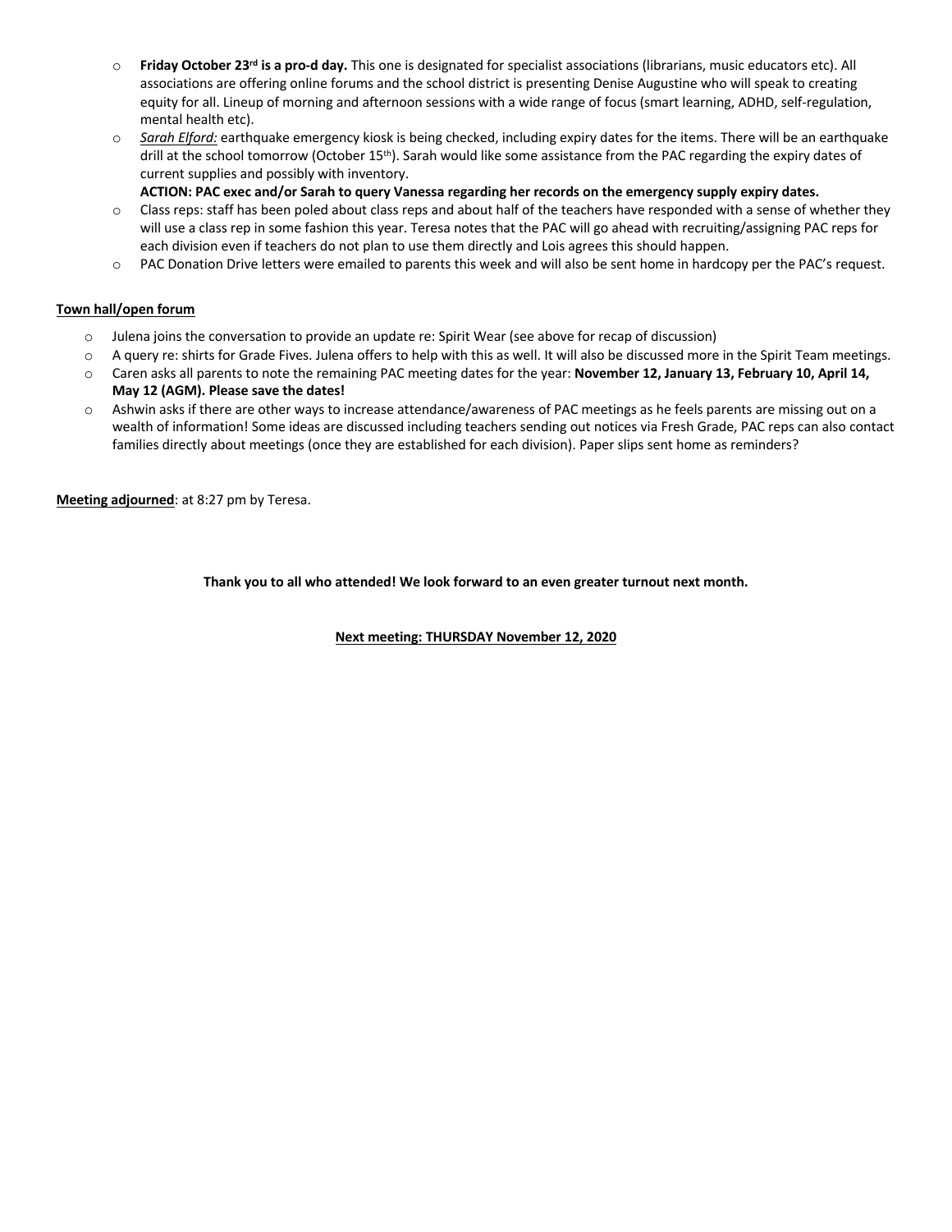- **Friday October 23rd is a pro-d day.** This one is designated for specialist associations (librarians, music educators etc). All associations are offering online forums and the school district is presenting Denise Augustine who will speak to creating equity for all. Lineup of morning and afternoon sessions with a wide range of focus (smart learning, ADHD, self-regulation, mental health etc).
- *Sarah Elford:* earthquake emergency kiosk is being checked, including expiry dates for the items. There will be an earthquake drill at the school tomorrow (October 15th). Sarah would like some assistance from the PAC regarding the expiry dates of current supplies and possibly with inventory.
  **ACTION: PAC exec and/or Sarah to query Vanessa regarding her records on the emergency supply expiry dates.**
- Class reps: staff has been poled about class reps and about half of the teachers have responded with a sense of whether they will use a class rep in some fashion this year. Teresa notes that the PAC will go ahead with recruiting/assigning PAC reps for each division even if teachers do not plan to use them directly and Lois agrees this should happen.
- PAC Donation Drive letters were emailed to parents this week and will also be sent home in hardcopy per the PAC's request.

**Town hall/open forum**

- Julena joins the conversation to provide an update re: Spirit Wear (see above for recap of discussion)
- A query re: shirts for Grade Fives. Julena offers to help with this as well. It will also be discussed more in the Spirit Team meetings.
- Caren asks all parents to note the remaining PAC meeting dates for the year: **November 12, January 13, February 10, April 14, May 12 (AGM). Please save the dates!**
- Ashwin asks if there are other ways to increase attendance/awareness of PAC meetings as he feels parents are missing out on a wealth of information! Some ideas are discussed including teachers sending out notices via Fresh Grade, PAC reps can also contact families directly about meetings (once they are established for each division). Paper slips sent home as reminders?

**Meeting adjourned**: at 8:27 pm by Teresa.

**Thank you to all who attended! We look forward to an even greater turnout next month.**

**Next meeting: THURSDAY November 12, 2020**